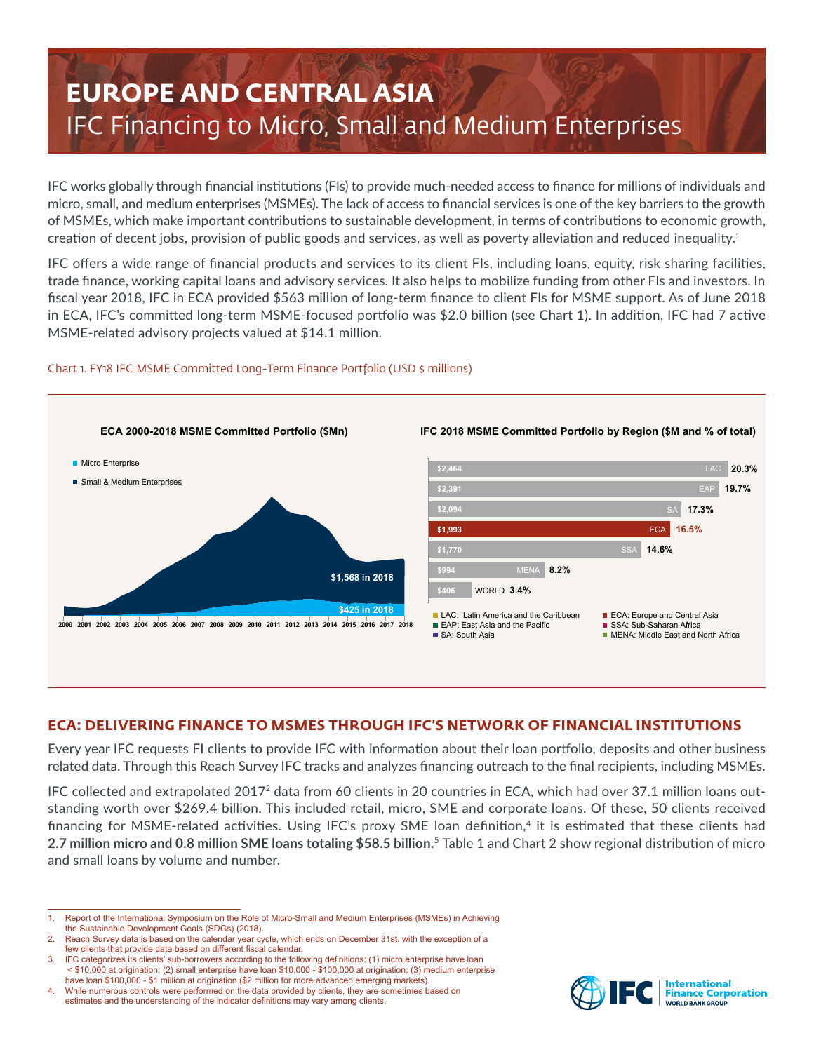# EUROPE AND CENTRAL ASIA

## IFC Financing to Micro, Small and Medium Enterprises

IFC works globally through financial institutions (FIs) to provide much-needed access to finance for millions of individuals and micro, small, and medium enterprises (MSMEs). The lack of access to financial services is one of the key barriers to the growth of MSMEs, which make important contributions to sustainable development, in terms of contributions to economic growth, creation of decent jobs, provision of public goods and services, as well as poverty alleviation and reduced inequality.[1]

IFC offers a wide range of financial products and services to its client FIs, including loans, equity, risk sharing facilities, trade finance, working capital loans and advisory services. It also helps to mobilize funding from other FIs and investors. In fiscal year 2018, IFC in ECA provided $563 million of long-term finance to client FIs for MSME support. As of June 2018 in ECA, IFC's committed long-term MSME-focused portfolio was $2.0 billion (see Chart 1). In addition, IFC had 7 active MSME-related advisory projects valued at $14.1 million.

Chart 1. FY18 IFC MSME Committed Long-Term Finance Portfolio (USD $ millions)

**ECA 2000-2018 MSME Committed Portfolio ($Mn)**

- Micro Enterprise: $425 in 2018
- Small & Medium Enterprises: $1,568 in 2018

**IFC 2018 MSME Committed Portfolio by Region ($M and % of total)**

| Region | $M | % of total |
|---|---|---|
| LAC | $2,464 | 20.3% |
| EAP | $2,391 | 19.7% |
| SA | $2,094 | 17.3% |
| ECA | $1,993 | 16.5% |
| SSA | $1,770 | 14.6% |
| MENA | $994 | 8.2% |
| WORLD | $406 | 3.4% |

LAC: Latin America and the Caribbean; EAP: East Asia and the Pacific; SA: South Asia; ECA: Europe and Central Asia; SSA: Sub-Saharan Africa; MENA: Middle East and North Africa

## ECA: DELIVERING FINANCE TO MSMES THROUGH IFC'S NETWORK OF FINANCIAL INSTITUTIONS

Every year IFC requests FI clients to provide IFC with information about their loan portfolio, deposits and other business related data. Through this Reach Survey IFC tracks and analyzes financing outreach to the final recipients, including MSMEs.

IFC collected and extrapolated 2017[2] data from 60 clients in 20 countries in ECA, which had over 37.1 million loans outstanding worth over $269.4 billion. This included retail, micro, SME and corporate loans. Of these, 50 clients received financing for MSME-related activities. Using IFC's proxy SME loan definition,[4] it is estimated that these clients had **2.7 million micro and 0.8 million SME loans totaling $58.5 billion.**[5] Table 1 and Chart 2 show regional distribution of micro and small loans by volume and number.

---

1. Report of the International Symposium on the Role of Micro-Small and Medium Enterprises (MSMEs) in Achieving the Sustainable Development Goals (SDGs) (2018).
2. Reach Survey data is based on the calendar year cycle, which ends on December 31st, with the exception of a few clients that provide data based on different fiscal calendar.
3. IFC categorizes its clients' sub-borrowers according to the following definitions: (1) micro enterprise have loan < $10,000 at origination; (2) small enterprise have loan $10,000 - $100,000 at origination; (3) medium enterprise have loan $100,000 - $1 million at origination ($2 million for more advanced emerging markets).
4. While numerous controls were performed on the data provided by clients, they are sometimes based on estimates and the understanding of the indicator definitions may vary among clients.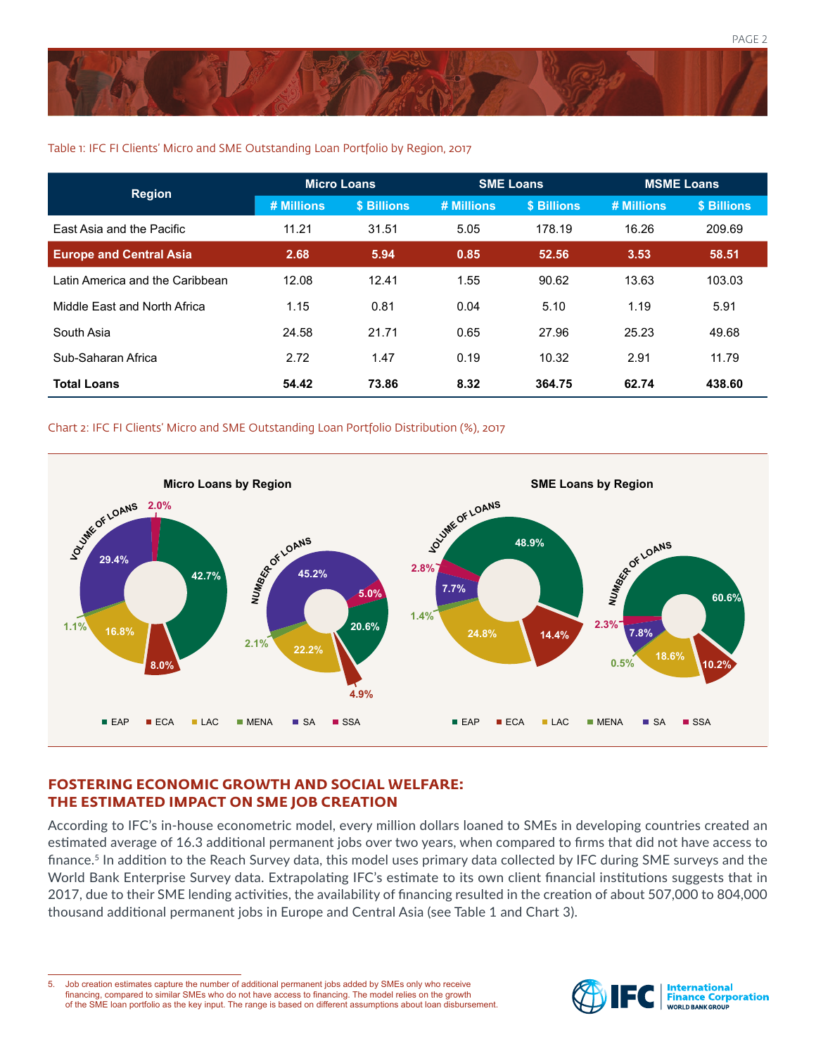Table 1: IFC FI Clients' Micro and SME Outstanding Loan Portfolio by Region, 2017

| Region | Micro Loans | | SME Loans | | MSME Loans | |
|---|---|---|---|---|---|---|
| | # Millions | $ Billions | # Millions | $ Billions | # Millions | $ Billions |
| East Asia and the Pacific | 11.21 | 31.51 | 5.05 | 178.19 | 16.26 | 209.69 |
| **Europe and Central Asia** | **2.68** | **5.94** | **0.85** | **52.56** | **3.53** | **58.51** |
| Latin America and the Caribbean | 12.08 | 12.41 | 1.55 | 90.62 | 13.63 | 103.03 |
| Middle East and North Africa | 1.15 | 0.81 | 0.04 | 5.10 | 1.19 | 5.91 |
| South Asia | 24.58 | 21.71 | 0.65 | 27.96 | 25.23 | 49.68 |
| Sub-Saharan Africa | 2.72 | 1.47 | 0.19 | 10.32 | 2.91 | 11.79 |
| **Total Loans** | **54.42** | **73.86** | **8.32** | **364.75** | **62.74** | **438.60** |

Chart 2: IFC FI Clients' Micro and SME Outstanding Loan Portfolio Distribution (%), 2017

**Micro Loans by Region**

| Region | Volume of Loans | Number of Loans |
|---|---|---|
| EAP | 42.7% | 20.6% |
| ECA | 8.0% | 4.9% |
| LAC | 16.8% | 22.2% |
| MENA | 1.1% | 2.1% |
| SA | 29.4% | 45.2% |
| SSA | 2.0% | 5.0% |

**SME Loans by Region**

| Region | Volume of Loans | Number of Loans |
|---|---|---|
| EAP | 48.9% | 60.6% |
| ECA | 14.4% | 10.2% |
| LAC | 24.8% | 18.6% |
| MENA | 1.4% | 0.5% |
| SA | 7.7% | 7.8% |
| SSA | 2.8% | 2.3% |

## FOSTERING ECONOMIC GROWTH AND SOCIAL WELFARE: THE ESTIMATED IMPACT ON SME JOB CREATION

According to IFC's in-house econometric model, every million dollars loaned to SMEs in developing countries created an estimated average of 16.3 additional permanent jobs over two years, when compared to firms that did not have access to finance.[5] In addition to the Reach Survey data, this model uses primary data collected by IFC during SME surveys and the World Bank Enterprise Survey data. Extrapolating IFC's estimate to its own client financial institutions suggests that in 2017, due to their SME lending activities, the availability of financing resulted in the creation of about 507,000 to 804,000 thousand additional permanent jobs in Europe and Central Asia (see Table 1 and Chart 3).

5. Job creation estimates capture the number of additional permanent jobs added by SMEs only who receive financing, compared to similar SMEs who do not have access to financing. The model relies on the growth of the SME loan portfolio as the key input. The range is based on different assumptions about loan disbursement.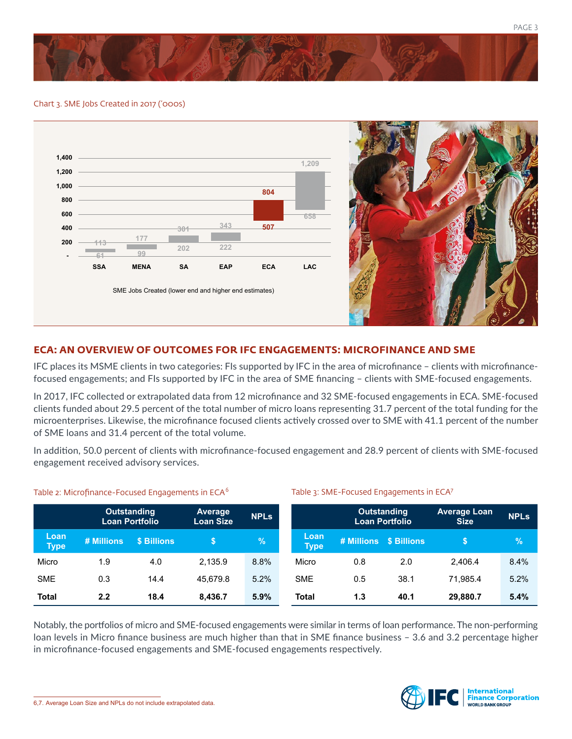Chart 3. SME Jobs Created in 2017 ('000s)

| Region | Lower end | Higher end |
|---|---|---|
| SSA | 61 | 113 |
| MENA | 99 | 177 |
| SA | 202 | 301 |
| EAP | 222 | 343 |
| ECA | 507 | 804 |
| LAC | 658 | 1,209 |

SME Jobs Created (lower end and higher end estimates)

## ECA: AN OVERVIEW OF OUTCOMES FOR IFC ENGAGEMENTS: MICROFINANCE AND SME

IFC places its MSME clients in two categories: FIs supported by IFC in the area of microfinance – clients with microfinance-focused engagements; and FIs supported by IFC in the area of SME financing – clients with SME-focused engagements.

In 2017, IFC collected or extrapolated data from 12 microfinance and 32 SME-focused engagements in ECA. SME-focused clients funded about 29.5 percent of the total number of micro loans representing 31.7 percent of the total funding for the microenterprises. Likewise, the microfinance focused clients actively crossed over to SME with 41.1 percent of the number of SME loans and 31.4 percent of the total volume.

In addition, 50.0 percent of clients with microfinance-focused engagement and 28.9 percent of clients with SME-focused engagement received advisory services.

Table 2: Microfinance-Focused Engagements in ECA[6]

| | Outstanding Loan Portfolio | | Average Loan Size | NPLs |
|---|---|---|---|---|
| **Loan Type** | **# Millions** | **$ Billions** | **$** | **%** |
| Micro | 1.9 | 4.0 | 2,135.9 | 8.8% |
| SME | 0.3 | 14.4 | 45,679.8 | 5.2% |
| **Total** | **2.2** | **18.4** | **8,436.7** | **5.9%** |

Table 3: SME-Focused Engagements in ECA[7]

| | Outstanding Loan Portfolio | | Average Loan Size | NPLs |
|---|---|---|---|---|
| **Loan Type** | **# Millions** | **$ Billions** | **$** | **%** |
| Micro | 0.8 | 2.0 | 2,406.4 | 8.4% |
| SME | 0.5 | 38.1 | 71,985.4 | 5.2% |
| **Total** | **1.3** | **40.1** | **29,880.7** | **5.4%** |

Notably, the portfolios of micro and SME-focused engagements were similar in terms of loan performance. The non-performing loan levels in Micro finance business are much higher than that in SME finance business – 3.6 and 3.2 percentage higher in microfinance-focused engagements and SME-focused engagements respectively.

6,7. Average Loan Size and NPLs do not include extrapolated data.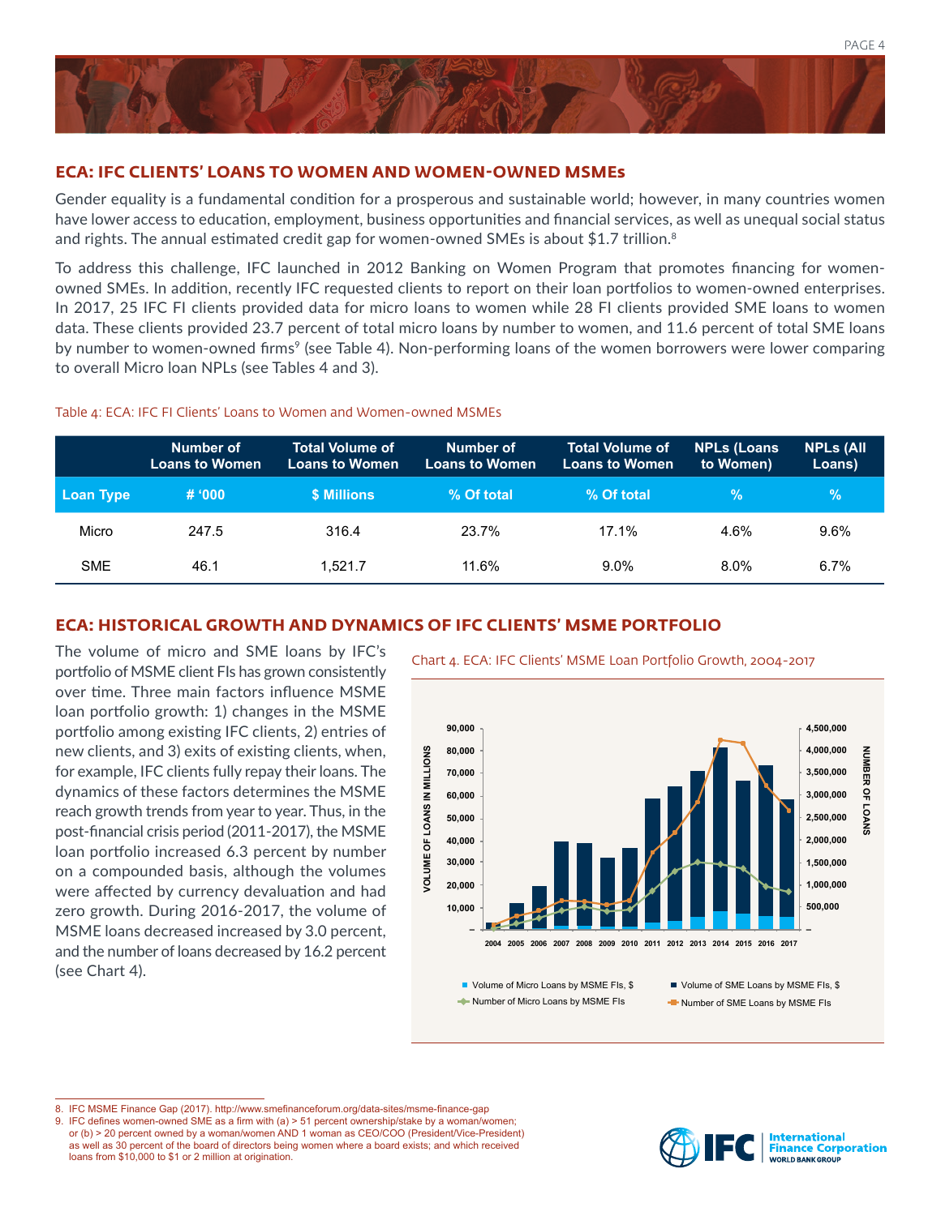## ECA: IFC CLIENTS' LOANS TO WOMEN AND WOMEN-OWNED MSMEs

Gender equality is a fundamental condition for a prosperous and sustainable world; however, in many countries women have lower access to education, employment, business opportunities and financial services, as well as unequal social status and rights. The annual estimated credit gap for women-owned SMEs is about $1.7 trillion.[8]

To address this challenge, IFC launched in 2012 Banking on Women Program that promotes financing for women-owned SMEs. In addition, recently IFC requested clients to report on their loan portfolios to women-owned enterprises. In 2017, 25 IFC FI clients provided data for micro loans to women while 28 FI clients provided SME loans to women data. These clients provided 23.7 percent of total micro loans by number to women, and 11.6 percent of total SME loans by number to women-owned firms[9] (see Table 4). Non-performing loans of the women borrowers were lower comparing to overall Micro loan NPLs (see Tables 4 and 3).

Table 4: ECA: IFC FI Clients' Loans to Women and Women-owned MSMEs

| | Number of Loans to Women | Total Volume of Loans to Women | Number of Loans to Women | Total Volume of Loans to Women | NPLs (Loans to Women) | NPLs (All Loans) |
|---|---|---|---|---|---|---|
| **Loan Type** | **# '000** | **$ Millions** | **% Of total** | **% Of total** | **%** | **%** |
| Micro | 247.5 | 316.4 | 23.7% | 17.1% | 4.6% | 9.6% |
| SME | 46.1 | 1,521.7 | 11.6% | 9.0% | 8.0% | 6.7% |

## ECA: HISTORICAL GROWTH AND DYNAMICS OF IFC CLIENTS' MSME PORTFOLIO

The volume of micro and SME loans by IFC's portfolio of MSME client FIs has grown consistently over time. Three main factors influence MSME loan portfolio growth: 1) changes in the MSME portfolio among existing IFC clients, 2) entries of new clients, and 3) exits of existing clients, when, for example, IFC clients fully repay their loans. The dynamics of these factors determines the MSME reach growth trends from year to year. Thus, in the post-financial crisis period (2011-2017), the MSME loan portfolio increased 6.3 percent by number on a compounded basis, although the volumes were affected by currency devaluation and had zero growth. During 2016-2017, the volume of MSME loans decreased increased by 3.0 percent, and the number of loans decreased by 16.2 percent (see Chart 4).

Chart 4. ECA: IFC Clients' MSME Loan Portfolio Growth, 2004-2017

---

8. IFC MSME Finance Gap (2017). http://www.smefinanceforum.org/data-sites/msme-finance-gap
9. IFC defines women-owned SME as a firm with (a) > 51 percent ownership/stake by a woman/women; or (b) > 20 percent owned by a woman/women AND 1 woman as CEO/COO (President/Vice-President) as well as 30 percent of the board of directors being women where a board exists; and which received loans from $10,000 to $1 or 2 million at origination.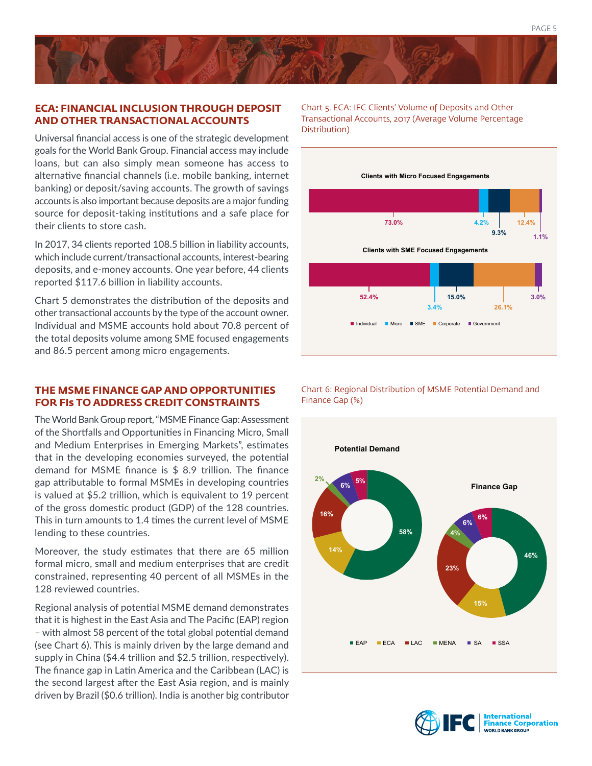## ECA: FINANCIAL INCLUSION THROUGH DEPOSIT AND OTHER TRANSACTIONAL ACCOUNTS

Universal financial access is one of the strategic development goals for the World Bank Group. Financial access may include loans, but can also simply mean someone has access to alternative financial channels (i.e. mobile banking, internet banking) or deposit/saving accounts. The growth of savings accounts is also important because deposits are a major funding source for deposit-taking institutions and a safe place for their clients to store cash.

In 2017, 34 clients reported 108.5 billion in liability accounts, which include current/transactional accounts, interest-bearing deposits, and e-money accounts. One year before, 44 clients reported $117.6 billion in liability accounts.

Chart 5 demonstrates the distribution of the deposits and other transactional accounts by the type of the account owner. Individual and MSME accounts hold about 70.8 percent of the total deposits volume among SME focused engagements and 86.5 percent among micro engagements.

Chart 5. ECA: IFC Clients' Volume of Deposits and Other Transactional Accounts, 2017 (Average Volume Percentage Distribution)

| | Individual | Micro | SME | Corporate | Government |
|---|---|---|---|---|---|
| Clients with Micro Focused Engagements | 73.0% | 4.2% | 9.3% | 12.4% | 1.1% |
| Clients with SME Focused Engagements | 52.4% | 3.4% | 15.0% | 26.1% | 3.0% |

## THE MSME FINANCE GAP AND OPPORTUNITIES FOR FIs TO ADDRESS CREDIT CONSTRAINTS

The World Bank Group report, "MSME Finance Gap: Assessment of the Shortfalls and Opportunities in Financing Micro, Small and Medium Enterprises in Emerging Markets", estimates that in the developing economies surveyed, the potential demand for MSME finance is $ 8.9 trillion. The finance gap attributable to formal MSMEs in developing countries is valued at $5.2 trillion, which is equivalent to 19 percent of the gross domestic product (GDP) of the 128 countries. This in turn amounts to 1.4 times the current level of MSME lending to these countries.

Moreover, the study estimates that there are 65 million formal micro, small and medium enterprises that are credit constrained, representing 40 percent of all MSMEs in the 128 reviewed countries.

Regional analysis of potential MSME demand demonstrates that it is highest in the East Asia and The Pacific (EAP) region – with almost 58 percent of the total global potential demand (see Chart 6). This is mainly driven by the large demand and supply in China ($4.4 trillion and $2.5 trillion, respectively). The finance gap in Latin America and the Caribbean (LAC) is the second largest after the East Asia region, and is mainly driven by Brazil ($0.6 trillion). India is another big contributor

Chart 6: Regional Distribution of MSME Potential Demand and Finance Gap (%)

| | EAP | ECA | LAC | MENA | SA | SSA |
|---|---|---|---|---|---|---|
| Potential Demand | 58% | 14% | 16% | 2% | 6% | 5% |
| Finance Gap | 46% | 15% | 23% | 4% | 6% | 6% |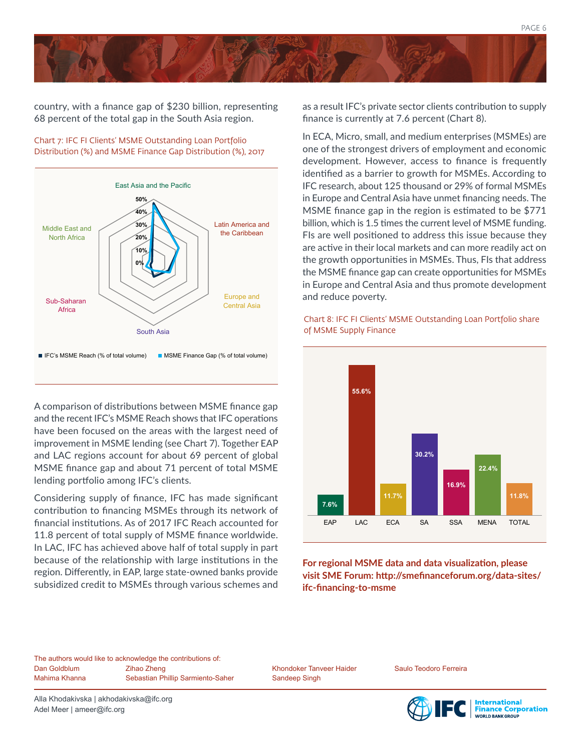country, with a finance gap of $230 billion, representing 68 percent of the total gap in the South Asia region.

Chart 7: IFC FI Clients' MSME Outstanding Loan Portfolio Distribution (%) and MSME Finance Gap Distribution (%), 2017

East Asia and the Pacific
Latin America and the Caribbean
Europe and Central Asia
South Asia
Sub-Saharan Africa
Middle East and North Africa
50%
40%
30%
20%
10%
0%

IFC's MSME Reach (% of total volume)
MSME Finance Gap (% of total volume)

A comparison of distributions between MSME finance gap and the recent IFC's MSME Reach shows that IFC operations have been focused on the areas with the largest need of improvement in MSME lending (see Chart 7). Together EAP and LAC regions account for about 69 percent of global MSME finance gap and about 71 percent of total MSME lending portfolio among IFC's clients.

Considering supply of finance, IFC has made significant contribution to financing MSMEs through its network of financial institutions. As of 2017 IFC Reach accounted for 11.8 percent of total supply of MSME finance worldwide. In LAC, IFC has achieved above half of total supply in part because of the relationship with large institutions in the region. Differently, in EAP, large state-owned banks provide subsidized credit to MSMEs through various schemes and as a result IFC's private sector clients contribution to supply finance is currently at 7.6 percent (Chart 8).

In ECA, Micro, small, and medium enterprises (MSMEs) are one of the strongest drivers of employment and economic development. However, access to finance is frequently identified as a barrier to growth for MSMEs. According to IFC research, about 125 thousand or 29% of formal MSMEs in Europe and Central Asia have unmet financing needs. The MSME finance gap in the region is estimated to be $771 billion, which is 1.5 times the current level of MSME funding. FIs are well positioned to address this issue because they are active in their local markets and can more readily act on the growth opportunities in MSMEs. Thus, FIs that address the MSME finance gap can create opportunities for MSMEs in Europe and Central Asia and thus promote development and reduce poverty.

Chart 8: IFC FI Clients' MSME Outstanding Loan Portfolio share of MSME Supply Finance

7.6%
55.6%
11.7%
30.2%
16.9%
22.4%
11.8%
EAP
LAC
ECA
SA
SSA
MENA
TOTAL

**For regional MSME data and data visualization, please visit SME Forum: http://smefinanceforum.org/data-sites/ifc-financing-to-msme**

The authors would like to acknowledge the contributions of:

Dan Goldblum
Mahima Khanna
Zihao Zheng
Sebastian Phillip Sarmiento-Saher
Khondoker Tanveer Haider
Sandeep Singh
Saulo Teodoro Ferreira

Alla Khodakivska | akhodakivska@ifc.org
Adel Meer | ameer@ifc.org

IFC International Finance Corporation WORLD BANK GROUP